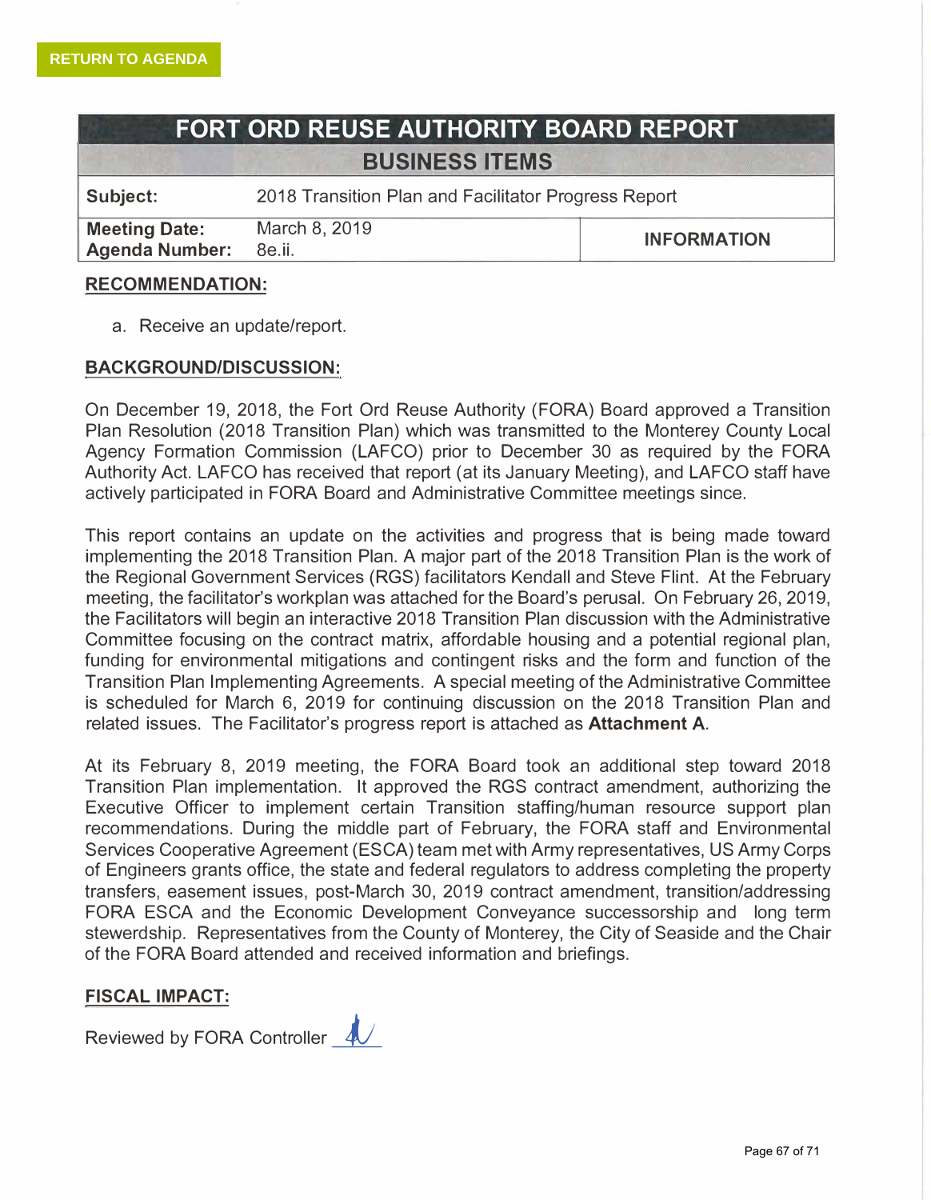RETURN TO AGENDA

# FORT ORD REUSE AUTHORITY BOARD REPORT

## BUSINESS ITEMS

| | | |
|---|---|---|
| **Subject:** | 2018 Transition Plan and Facilitator Progress Report | |
| **Meeting Date:** | March 8, 2019 | **INFORMATION** |
| **Agenda Number:** | 8e.ii. | |

**RECOMMENDATION:**

a. Receive an update/report.

**BACKGROUND/DISCUSSION:**

On December 19, 2018, the Fort Ord Reuse Authority (FORA) Board approved a Transition Plan Resolution (2018 Transition Plan) which was transmitted to the Monterey County Local Agency Formation Commission (LAFCO) prior to December 30 as required by the FORA Authority Act. LAFCO has received that report (at its January Meeting), and LAFCO staff have actively participated in FORA Board and Administrative Committee meetings since.

This report contains an update on the activities and progress that is being made toward implementing the 2018 Transition Plan. A major part of the 2018 Transition Plan is the work of the Regional Government Services (RGS) facilitators Kendall and Steve Flint. At the February meeting, the facilitator's workplan was attached for the Board's perusal. On February 26, 2019, the Facilitators will begin an interactive 2018 Transition Plan discussion with the Administrative Committee focusing on the contract matrix, affordable housing and a potential regional plan, funding for environmental mitigations and contingent risks and the form and function of the Transition Plan Implementing Agreements. A special meeting of the Administrative Committee is scheduled for March 6, 2019 for continuing discussion on the 2018 Transition Plan and related issues. The Facilitator's progress report is attached as **Attachment A**.

At its February 8, 2019 meeting, the FORA Board took an additional step toward 2018 Transition Plan implementation. It approved the RGS contract amendment, authorizing the Executive Officer to implement certain Transition staffing/human resource support plan recommendations. During the middle part of February, the FORA staff and Environmental Services Cooperative Agreement (ESCA) team met with Army representatives, US Army Corps of Engineers grants office, the state and federal regulators to address completing the property transfers, easement issues, post-March 30, 2019 contract amendment, transition/addressing FORA ESCA and the Economic Development Conveyance successorship and long term stewardship. Representatives from the County of Monterey, the City of Seaside and the Chair of the FORA Board attended and received information and briefings.

**FISCAL IMPACT:**

Reviewed by FORA Controller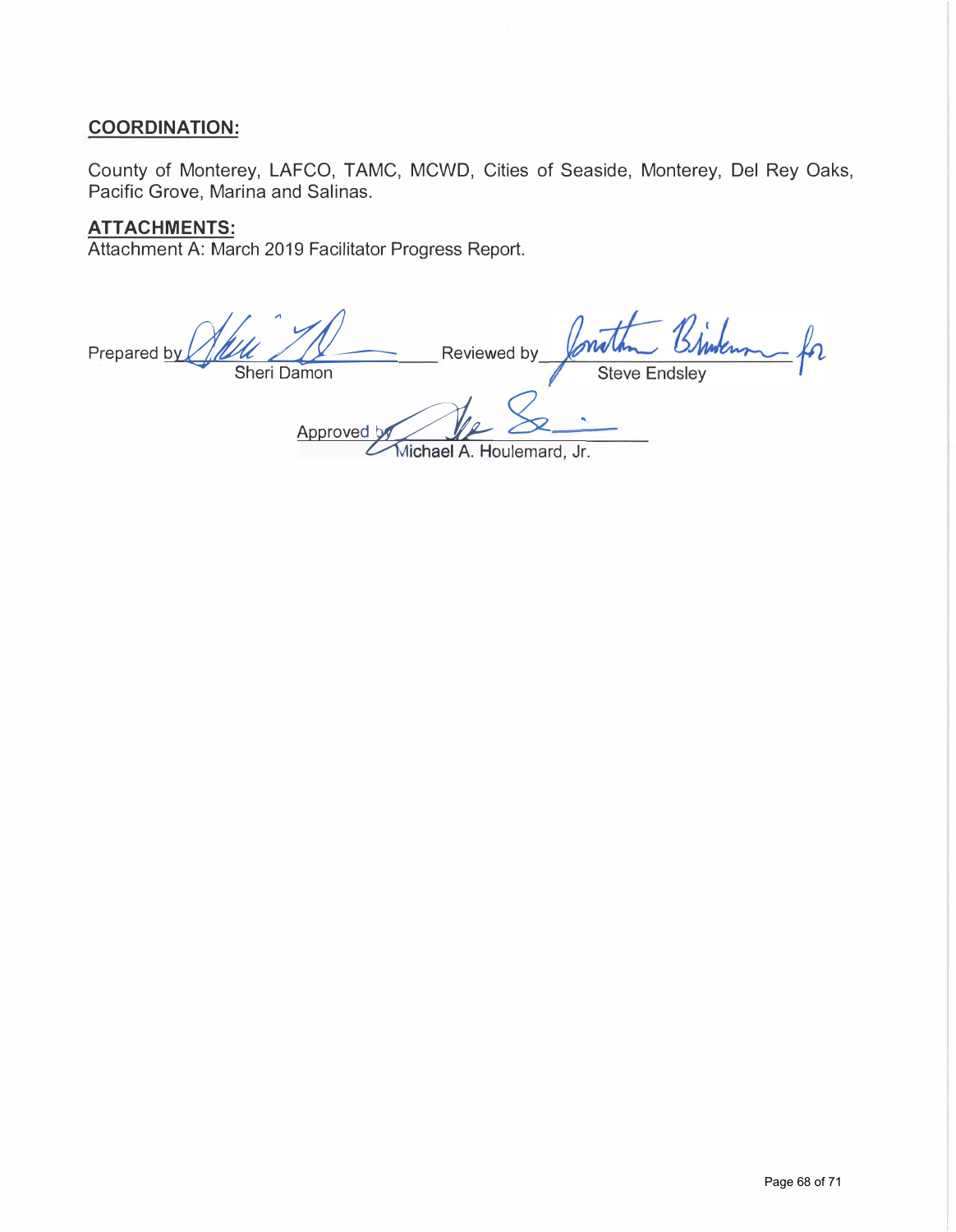## COORDINATION:

County of Monterey, LAFCO, TAMC, MCWD, Cities of Seaside, Monterey, Del Rey Oaks, Pacific Grove, Marina and Salinas.

## ATTACHMENTS:

Attachment A: March 2019 Facilitator Progress Report.

Prepared by ______________________ Sheri Damon

Reviewed by ______________________ Steve Endsley

Approved by ______________________ Michael A. Houlemard, Jr.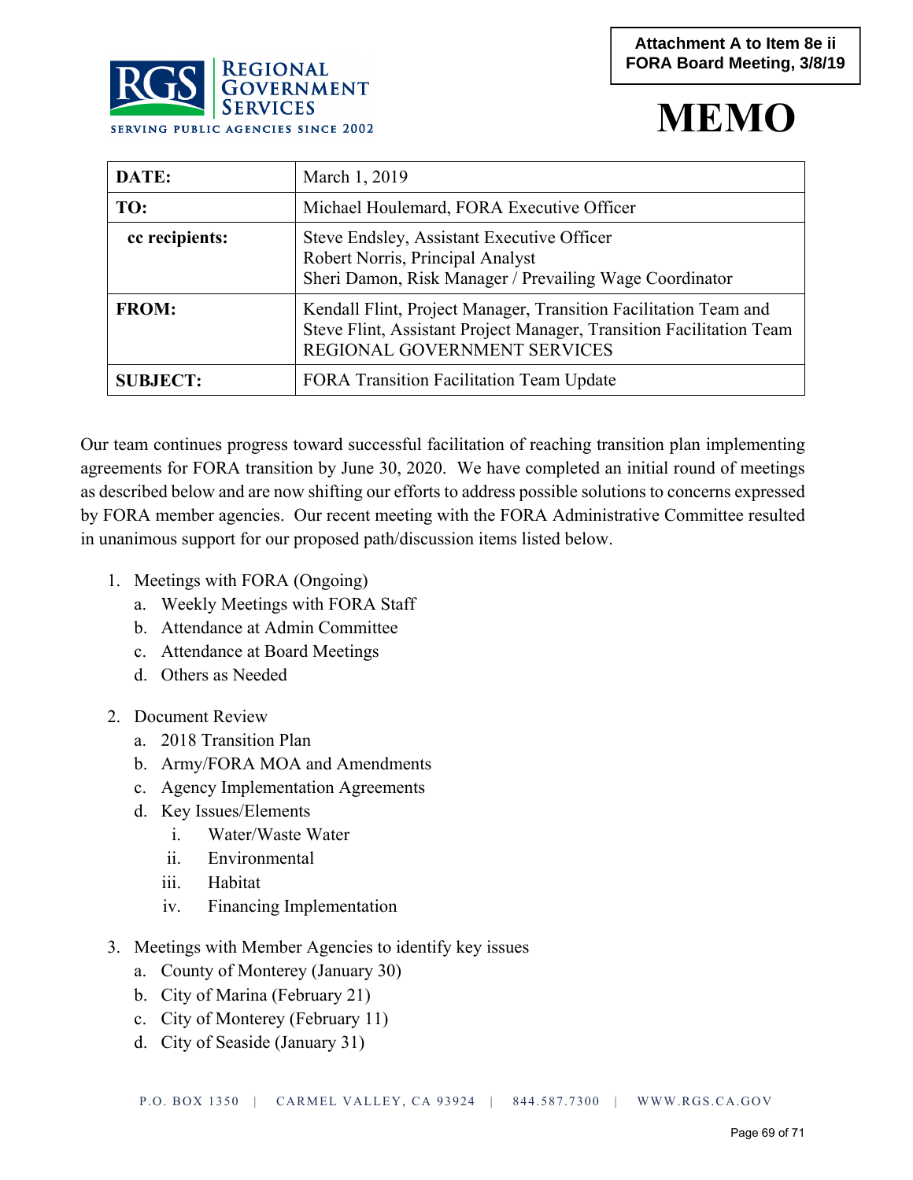**Attachment A to Item 8e ii**
**FORA Board Meeting, 3/8/19**

REGIONAL GOVERNMENT SERVICES
SERVING PUBLIC AGENCIES SINCE 2002

# MEMO

| **DATE:** | March 1, 2019 |
|---|---|
| **TO:** | Michael Houlemard, FORA Executive Officer |
| **cc recipients:** | Steve Endsley, Assistant Executive Officer<br>Robert Norris, Principal Analyst<br>Sheri Damon, Risk Manager / Prevailing Wage Coordinator |
| **FROM:** | Kendall Flint, Project Manager, Transition Facilitation Team and<br>Steve Flint, Assistant Project Manager, Transition Facilitation Team<br>REGIONAL GOVERNMENT SERVICES |
| **SUBJECT:** | FORA Transition Facilitation Team Update |

Our team continues progress toward successful facilitation of reaching transition plan implementing agreements for FORA transition by June 30, 2020. We have completed an initial round of meetings as described below and are now shifting our efforts to address possible solutions to concerns expressed by FORA member agencies. Our recent meeting with the FORA Administrative Committee resulted in unanimous support for our proposed path/discussion items listed below.

1. Meetings with FORA (Ongoing)
   a. Weekly Meetings with FORA Staff
   b. Attendance at Admin Committee
   c. Attendance at Board Meetings
   d. Others as Needed

2. Document Review
   a. 2018 Transition Plan
   b. Army/FORA MOA and Amendments
   c. Agency Implementation Agreements
   d. Key Issues/Elements
      i. Water/Waste Water
      ii. Environmental
      iii. Habitat
      iv. Financing Implementation

3. Meetings with Member Agencies to identify key issues
   a. County of Monterey (January 30)
   b. City of Marina (February 21)
   c. City of Monterey (February 11)
   d. City of Seaside (January 31)

P.O. BOX 1350 | CARMEL VALLEY, CA 93924 | 844.587.7300 | WWW.RGS.CA.GOV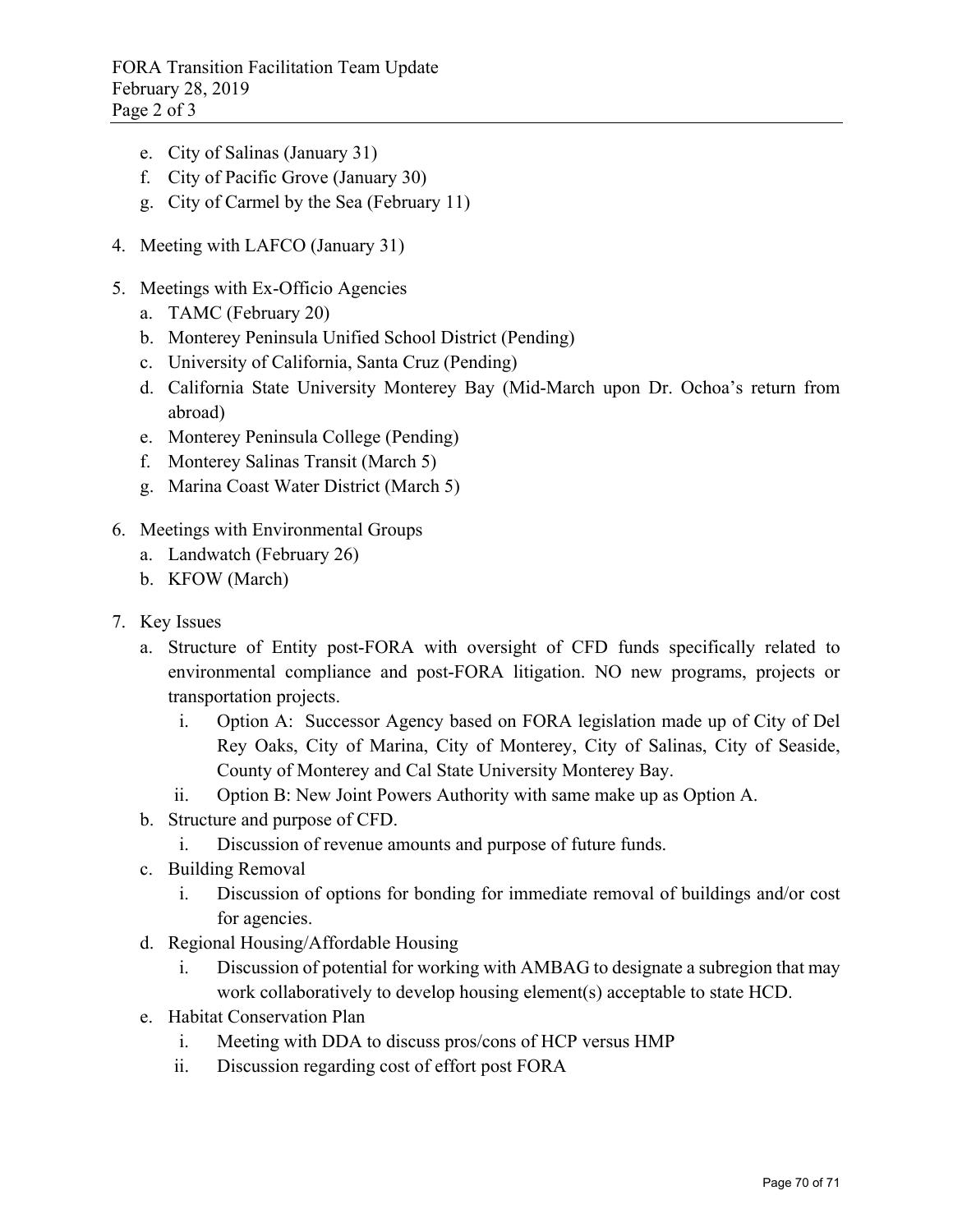e. City of Salinas (January 31)
   f. City of Pacific Grove (January 30)
   g. City of Carmel by the Sea (February 11)

4. Meeting with LAFCO (January 31)

5. Meetings with Ex-Officio Agencies
   a. TAMC (February 20)
   b. Monterey Peninsula Unified School District (Pending)
   c. University of California, Santa Cruz (Pending)
   d. California State University Monterey Bay (Mid-March upon Dr. Ochoa's return from abroad)
   e. Monterey Peninsula College (Pending)
   f. Monterey Salinas Transit (March 5)
   g. Marina Coast Water District (March 5)

6. Meetings with Environmental Groups
   a. Landwatch (February 26)
   b. KFOW (March)

7. Key Issues
   a. Structure of Entity post-FORA with oversight of CFD funds specifically related to environmental compliance and post-FORA litigation. NO new programs, projects or transportation projects.
      i. Option A: Successor Agency based on FORA legislation made up of City of Del Rey Oaks, City of Marina, City of Monterey, City of Salinas, City of Seaside, County of Monterey and Cal State University Monterey Bay.
      ii. Option B: New Joint Powers Authority with same make up as Option A.
   b. Structure and purpose of CFD.
      i. Discussion of revenue amounts and purpose of future funds.
   c. Building Removal
      i. Discussion of options for bonding for immediate removal of buildings and/or cost for agencies.
   d. Regional Housing/Affordable Housing
      i. Discussion of potential for working with AMBAG to designate a subregion that may work collaboratively to develop housing element(s) acceptable to state HCD.
   e. Habitat Conservation Plan
      i. Meeting with DDA to discuss pros/cons of HCP versus HMP
      ii. Discussion regarding cost of effort post FORA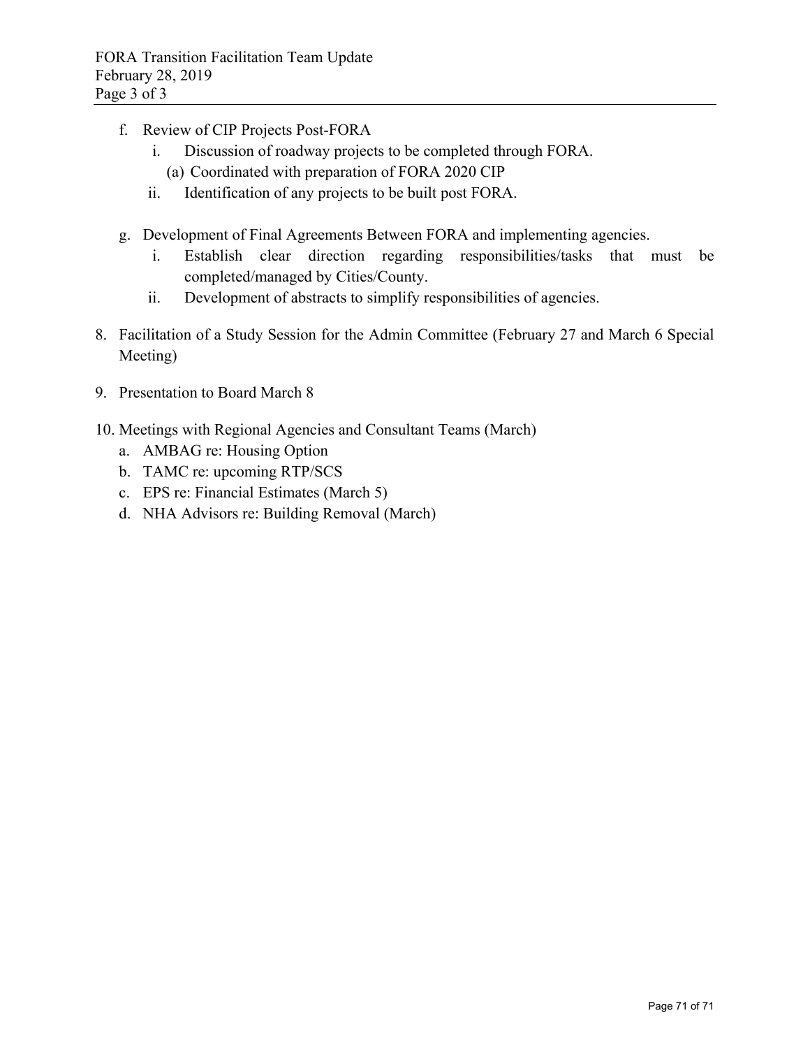f. Review of CIP Projects Post-FORA
   i. Discussion of roadway projects to be completed through FORA.
      (a) Coordinated with preparation of FORA 2020 CIP
   ii. Identification of any projects to be built post FORA.

g. Development of Final Agreements Between FORA and implementing agencies.
   i. Establish clear direction regarding responsibilities/tasks that must be completed/managed by Cities/County.
   ii. Development of abstracts to simplify responsibilities of agencies.

8. Facilitation of a Study Session for the Admin Committee (February 27 and March 6 Special Meeting)

9. Presentation to Board March 8

10. Meetings with Regional Agencies and Consultant Teams (March)
    a. AMBAG re: Housing Option
    b. TAMC re: upcoming RTP/SCS
    c. EPS re: Financial Estimates (March 5)
    d. NHA Advisors re: Building Removal (March)